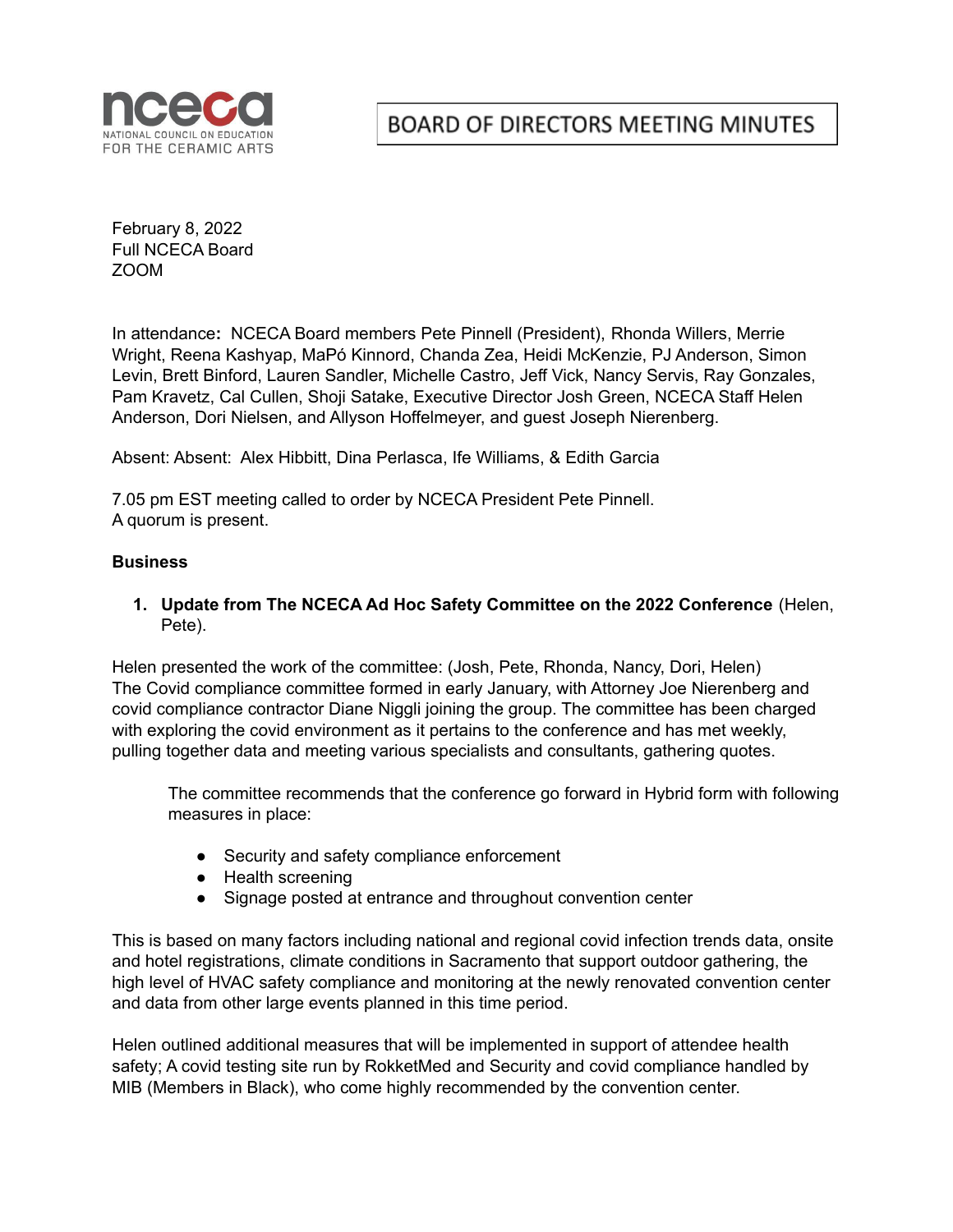nceca

NATIONAL COUNCIL ON EDUCATION FOR THE CERAMIC ARTS

# BOARD OF DIRECTORS MEETING MINUTES

February 8, 2022
Full NCECA Board
ZOOM

In attendance**:** NCECA Board members Pete Pinnell (President), Rhonda Willers, Merrie Wright, Reena Kashyap, MaPó Kinnord, Chanda Zea, Heidi McKenzie, PJ Anderson, Simon Levin, Brett Binford, Lauren Sandler, Michelle Castro, Jeff Vick, Nancy Servis, Ray Gonzales, Pam Kravetz, Cal Cullen, Shoji Satake, Executive Director Josh Green, NCECA Staff Helen Anderson, Dori Nielsen, and Allyson Hoffelmeyer, and guest Joseph Nierenberg.

Absent: Absent: Alex Hibbitt, Dina Perlasca, Ife Williams, & Edith Garcia

7.05 pm EST meeting called to order by NCECA President Pete Pinnell.
A quorum is present.

**Business**

1. **Update from The NCECA Ad Hoc Safety Committee on the 2022 Conference** (Helen, Pete).

Helen presented the work of the committee: (Josh, Pete, Rhonda, Nancy, Dori, Helen)
The Covid compliance committee formed in early January, with Attorney Joe Nierenberg and covid compliance contractor Diane Niggli joining the group. The committee has been charged with exploring the covid environment as it pertains to the conference and has met weekly, pulling together data and meeting various specialists and consultants, gathering quotes.

> The committee recommends that the conference go forward in Hybrid form with following measures in place:
>
> - Security and safety compliance enforcement
> - Health screening
> - Signage posted at entrance and throughout convention center

This is based on many factors including national and regional covid infection trends data, onsite and hotel registrations, climate conditions in Sacramento that support outdoor gathering, the high level of HVAC safety compliance and monitoring at the newly renovated convention center and data from other large events planned in this time period.

Helen outlined additional measures that will be implemented in support of attendee health safety; A covid testing site run by RokketMed and Security and covid compliance handled by MIB (Members in Black), who come highly recommended by the convention center.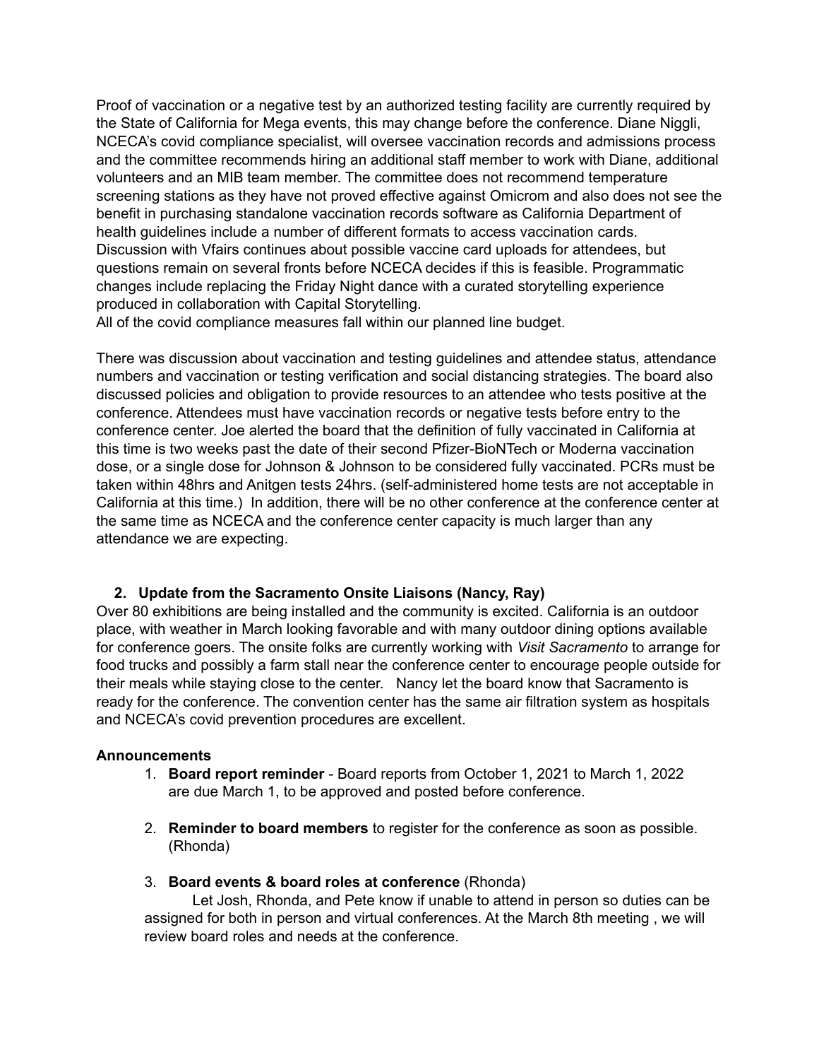Proof of vaccination or a negative test by an authorized testing facility are currently required by the State of California for Mega events, this may change before the conference. Diane Niggli, NCECA's covid compliance specialist, will oversee vaccination records and admissions process and the committee recommends hiring an additional staff member to work with Diane, additional volunteers and an MIB team member. The committee does not recommend temperature screening stations as they have not proved effective against Omicrom and also does not see the benefit in purchasing standalone vaccination records software as California Department of health guidelines include a number of different formats to access vaccination cards. Discussion with Vfairs continues about possible vaccine card uploads for attendees, but questions remain on several fronts before NCECA decides if this is feasible. Programmatic changes include replacing the Friday Night dance with a curated storytelling experience produced in collaboration with Capital Storytelling.
All of the covid compliance measures fall within our planned line budget.

There was discussion about vaccination and testing guidelines and attendee status, attendance numbers and vaccination or testing verification and social distancing strategies. The board also discussed policies and obligation to provide resources to an attendee who tests positive at the conference. Attendees must have vaccination records or negative tests before entry to the conference center. Joe alerted the board that the definition of fully vaccinated in California at this time is two weeks past the date of their second Pfizer-BioNTech or Moderna vaccination dose, or a single dose for Johnson & Johnson to be considered fully vaccinated. PCRs must be taken within 48hrs and Anitgen tests 24hrs. (self-administered home tests are not acceptable in California at this time.) In addition, there will be no other conference at the conference center at the same time as NCECA and the conference center capacity is much larger than any attendance we are expecting.

2. **Update from the Sacramento Onsite Liaisons (Nancy, Ray)**

Over 80 exhibitions are being installed and the community is excited. California is an outdoor place, with weather in March looking favorable and with many outdoor dining options available for conference goers. The onsite folks are currently working with *Visit Sacramento* to arrange for food trucks and possibly a farm stall near the conference center to encourage people outside for their meals while staying close to the center. Nancy let the board know that Sacramento is ready for the conference. The convention center has the same air filtration system as hospitals and NCECA's covid prevention procedures are excellent.

**Announcements**

1. **Board report reminder** - Board reports from October 1, 2021 to March 1, 2022 are due March 1, to be approved and posted before conference.

2. **Reminder to board members** to register for the conference as soon as possible. (Rhonda)

3. **Board events & board roles at conference** (Rhonda)

   Let Josh, Rhonda, and Pete know if unable to attend in person so duties can be assigned for both in person and virtual conferences. At the March 8th meeting , we will review board roles and needs at the conference.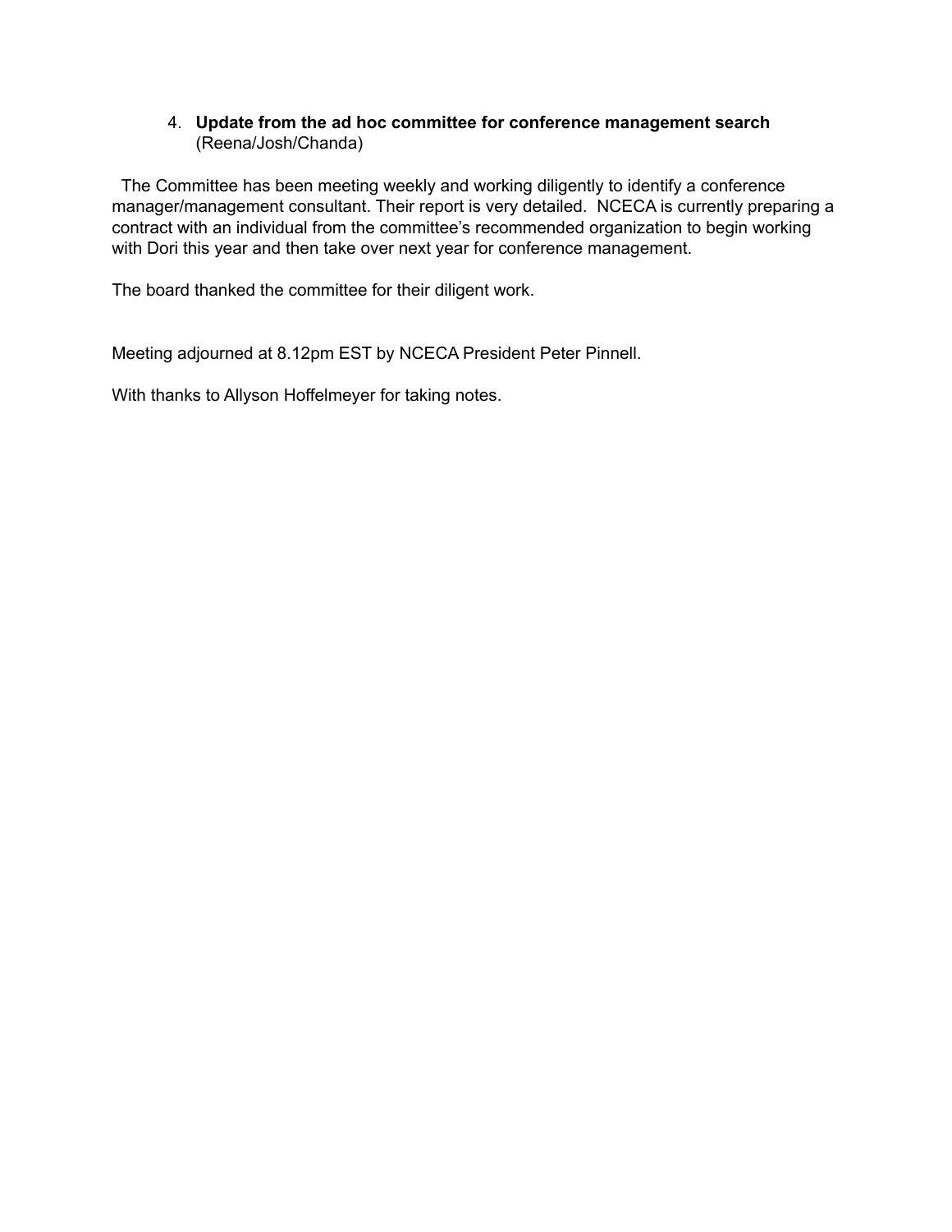4. **Update from the ad hoc committee for conference management search** (Reena/Josh/Chanda)

The Committee has been meeting weekly and working diligently to identify a conference manager/management consultant. Their report is very detailed. NCECA is currently preparing a contract with an individual from the committee's recommended organization to begin working with Dori this year and then take over next year for conference management.

The board thanked the committee for their diligent work.

Meeting adjourned at 8.12pm EST by NCECA President Peter Pinnell.

With thanks to Allyson Hoffelmeyer for taking notes.